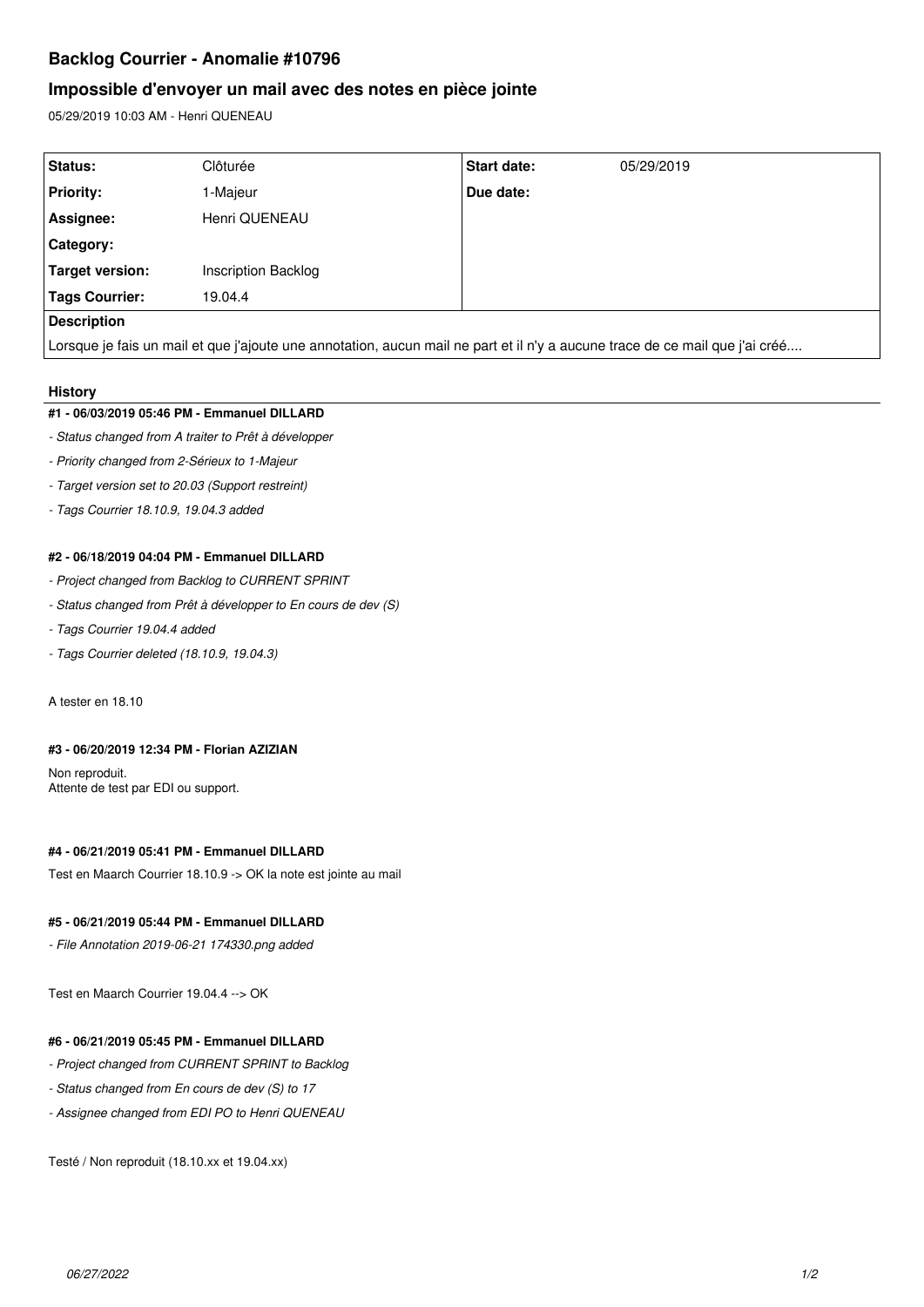# Backlog Courrier - Anomalie #10796

## Impossible d'envoyer un mail avec des notes en pièce jointe

05/29/2019 10:03 AM - Henri QUENEAU

| Status: | Clôturée | Start date: | 05/29/2019 |
|---|---|---|---|
| Priority: | 1-Majeur | Due date: | |
| Assignee: | Henri QUENEAU | | |
| Category: | | | |
| Target version: | Inscription Backlog | | |
| Tags Courrier: | 19.04.4 | | |

**Description**

Lorsque je fais un mail et que j'ajoute une annotation, aucun mail ne part et il n'y a aucune trace de ce mail que j'ai créé....

### History

#### #1 - 06/03/2019 05:46 PM - Emmanuel DILLARD

- *Status changed from A traiter to Prêt à développer*
- *Priority changed from 2-Sérieux to 1-Majeur*
- *Target version set to 20.03 (Support restreint)*
- *Tags Courrier 18.10.9, 19.04.3 added*

#### #2 - 06/18/2019 04:04 PM - Emmanuel DILLARD

- *Project changed from Backlog to CURRENT SPRINT*
- *Status changed from Prêt à développer to En cours de dev (S)*
- *Tags Courrier 19.04.4 added*
- *Tags Courrier deleted (18.10.9, 19.04.3)*

A tester en 18.10

#### #3 - 06/20/2019 12:34 PM - Florian AZIZIAN

Non reproduit.
Attente de test par EDI ou support.

#### #4 - 06/21/2019 05:41 PM - Emmanuel DILLARD

Test en Maarch Courrier 18.10.9 -> OK la note est jointe au mail

#### #5 - 06/21/2019 05:44 PM - Emmanuel DILLARD

- *File Annotation 2019-06-21 174330.png added*

Test en Maarch Courrier 19.04.4 --> OK

#### #6 - 06/21/2019 05:45 PM - Emmanuel DILLARD

- *Project changed from CURRENT SPRINT to Backlog*
- *Status changed from En cours de dev (S) to 17*
- *Assignee changed from EDI PO to Henri QUENEAU*

Testé / Non reproduit (18.10.xx et 19.04.xx)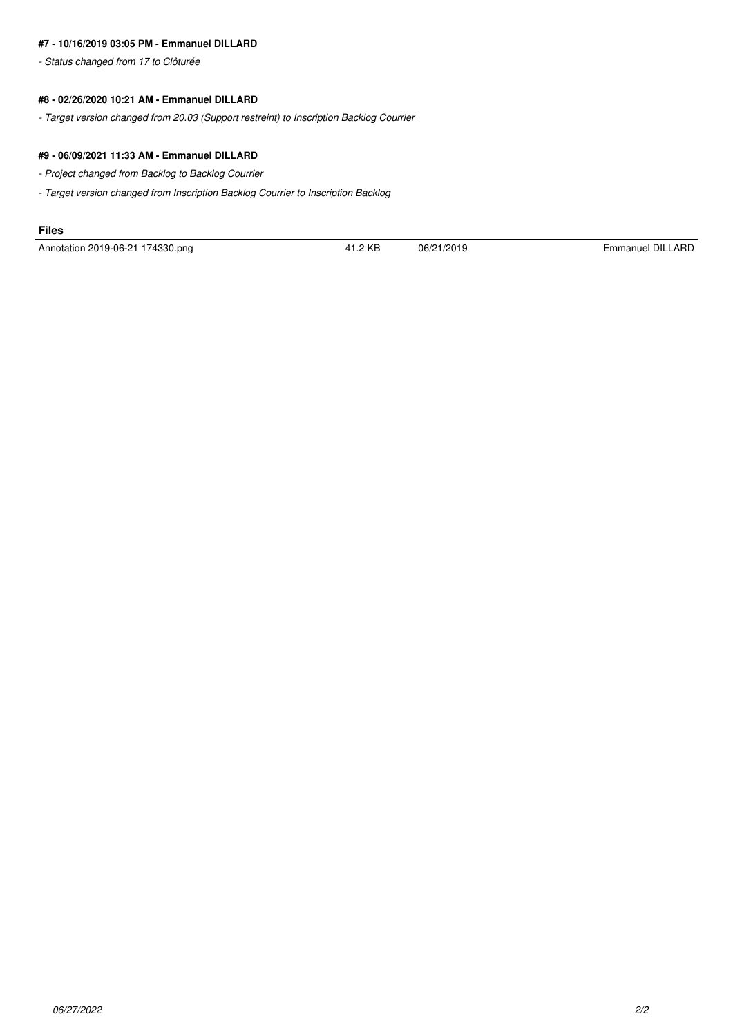#### #7 - 10/16/2019 03:05 PM - Emmanuel DILLARD

*- Status changed from 17 to Clôturée*

#### #8 - 02/26/2020 10:21 AM - Emmanuel DILLARD

*- Target version changed from 20.03 (Support restreint) to Inscription Backlog Courrier*

#### #9 - 06/09/2021 11:33 AM - Emmanuel DILLARD

*- Project changed from Backlog to Backlog Courrier*

*- Target version changed from Inscription Backlog Courrier to Inscription Backlog*

### Files

| | | | |
|---|---|---|---|
| Annotation 2019-06-21 174330.png | 41.2 KB | 06/21/2019 | Emmanuel DILLARD |